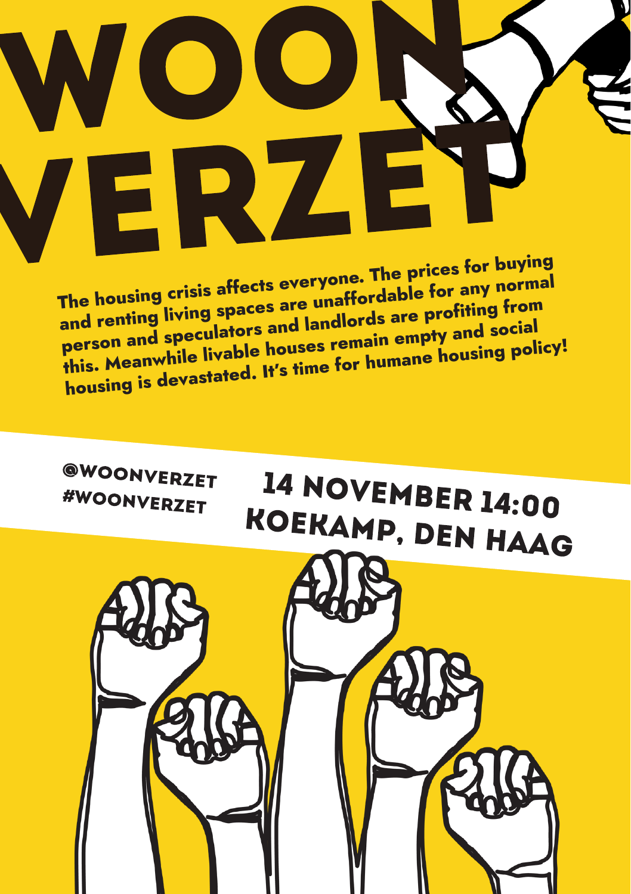# WOON VERZET

**The housing crisis affects everyone. The prices for buying and renting living spaces are unaffordable for any normal person and speculators and landlords are profiting from this. Meanwhile livable houses remain empty and social housing is devastated. It's time for humane housing policy!**

@WOONVERZET
#WOONVERZET

## 14 NOVEMBER 14:00
## KOEKAMP, DEN HAAG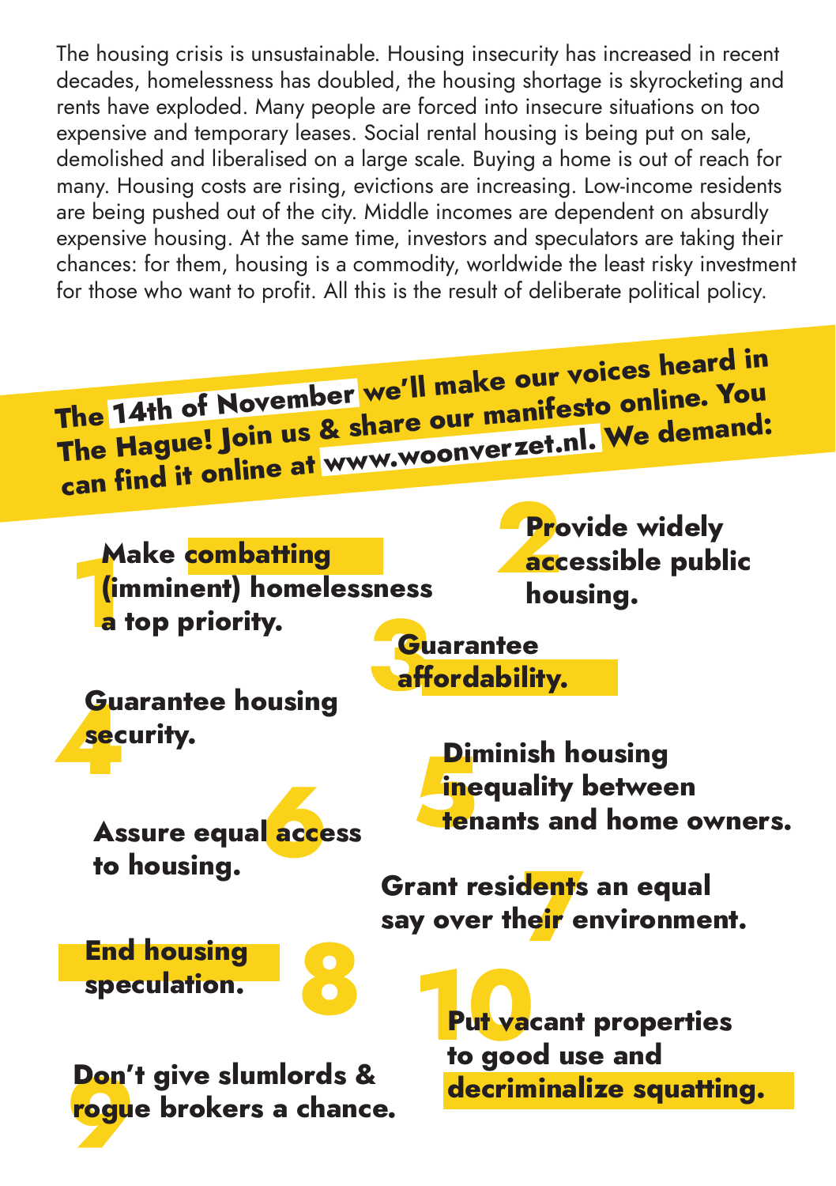The housing crisis is unsustainable. Housing insecurity has increased in recent decades, homelessness has doubled, the housing shortage is skyrocketing and rents have exploded. Many people are forced into insecure situations on too expensive and temporary leases. Social rental housing is being put on sale, demolished and liberalised on a large scale. Buying a home is out of reach for many. Housing costs are rising, evictions are increasing. Low-income residents are being pushed out of the city. Middle incomes are dependent on absurdly expensive housing. At the same time, investors and speculators are taking their chances: for them, housing is a commodity, worldwide the least risky investment for those who want to profit. All this is the result of deliberate political policy.

**The 14th of November we'll make our voices heard in The Hague! Join us & share our manifesto online. You can find it online at www.woonverzet.nl. We demand:**

1. **Make combatting (imminent) homelessness a top priority.**
2. **Provide widely accessible public housing.**
3. **Guarantee affordability.**
4. **Guarantee housing security.**
5. **Diminish housing inequality between tenants and home owners.**
6. **Assure equal access to housing.**
7. **Grant residents an equal say over their environment.**
8. **End housing speculation.**
9. **Don't give slumlords & rogue brokers a chance.**
10. **Put vacant properties to good use and decriminalize squatting.**